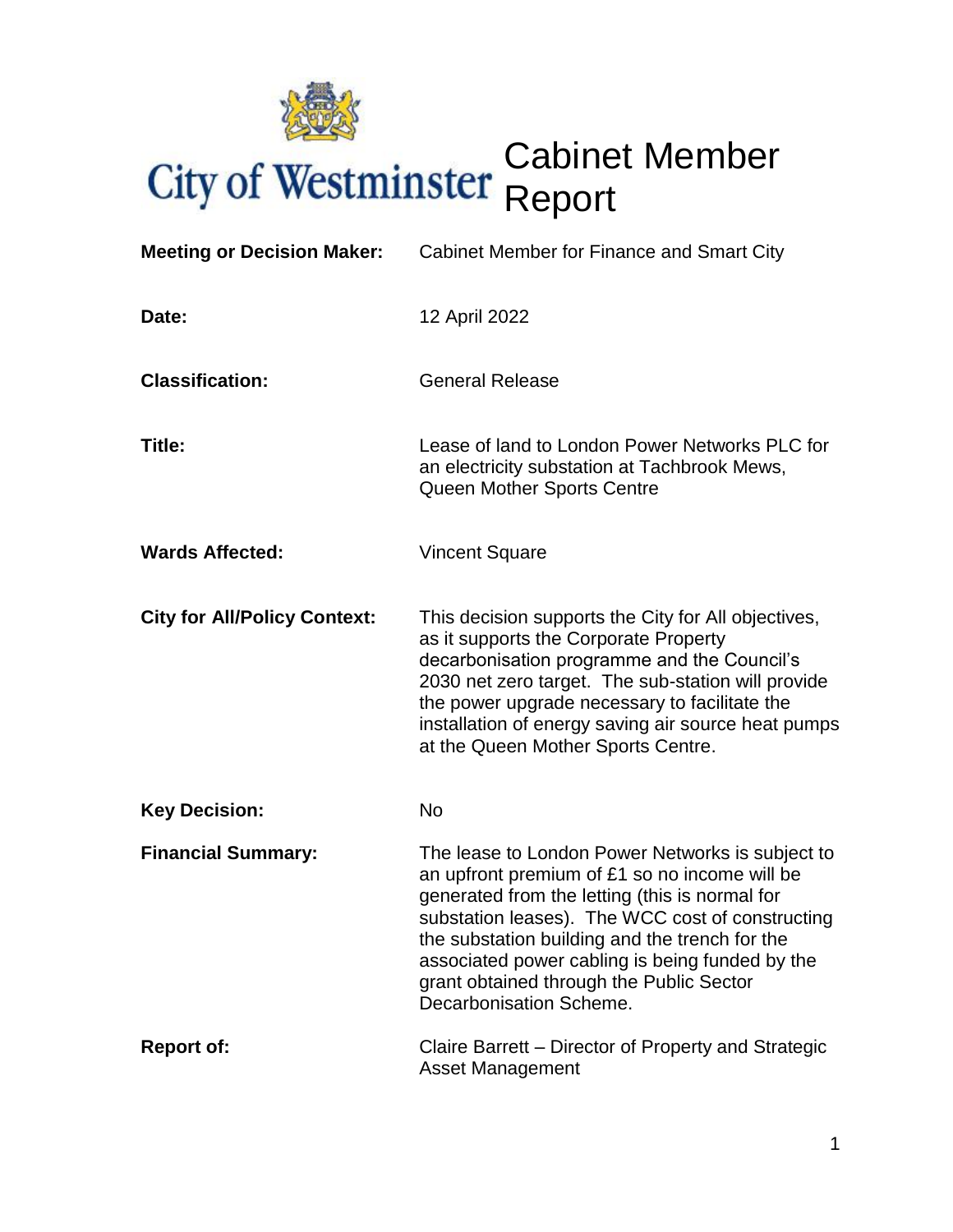# City of Westminster Cabinet Member Report

| | |
|---|---|
| **Meeting or Decision Maker:** | Cabinet Member for Finance and Smart City |
| **Date:** | 12 April 2022 |
| **Classification:** | General Release |
| **Title:** | Lease of land to London Power Networks PLC for an electricity substation at Tachbrook Mews, Queen Mother Sports Centre |
| **Wards Affected:** | Vincent Square |
| **City for All/Policy Context:** | This decision supports the City for All objectives, as it supports the Corporate Property decarbonisation programme and the Council's 2030 net zero target. The sub-station will provide the power upgrade necessary to facilitate the installation of energy saving air source heat pumps at the Queen Mother Sports Centre. |
| **Key Decision:** | No |
| **Financial Summary:** | The lease to London Power Networks is subject to an upfront premium of £1 so no income will be generated from the letting (this is normal for substation leases). The WCC cost of constructing the substation building and the trench for the associated power cabling is being funded by the grant obtained through the Public Sector Decarbonisation Scheme. |
| **Report of:** | Claire Barrett – Director of Property and Strategic Asset Management |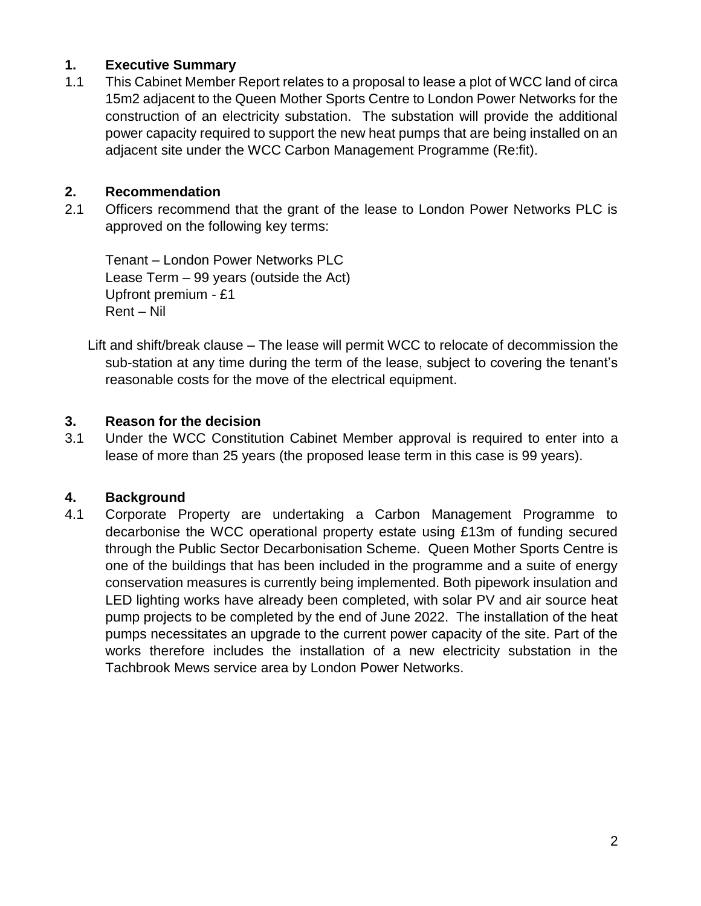## 1. Executive Summary

1.1 This Cabinet Member Report relates to a proposal to lease a plot of WCC land of circa 15m2 adjacent to the Queen Mother Sports Centre to London Power Networks for the construction of an electricity substation. The substation will provide the additional power capacity required to support the new heat pumps that are being installed on an adjacent site under the WCC Carbon Management Programme (Re:fit).

## 2. Recommendation

2.1 Officers recommend that the grant of the lease to London Power Networks PLC is approved on the following key terms:

Tenant – London Power Networks PLC
Lease Term – 99 years (outside the Act)
Upfront premium - £1
Rent – Nil

Lift and shift/break clause – The lease will permit WCC to relocate of decommission the sub-station at any time during the term of the lease, subject to covering the tenant's reasonable costs for the move of the electrical equipment.

## 3. Reason for the decision

3.1 Under the WCC Constitution Cabinet Member approval is required to enter into a lease of more than 25 years (the proposed lease term in this case is 99 years).

## 4. Background

4.1 Corporate Property are undertaking a Carbon Management Programme to decarbonise the WCC operational property estate using £13m of funding secured through the Public Sector Decarbonisation Scheme. Queen Mother Sports Centre is one of the buildings that has been included in the programme and a suite of energy conservation measures is currently being implemented. Both pipework insulation and LED lighting works have already been completed, with solar PV and air source heat pump projects to be completed by the end of June 2022. The installation of the heat pumps necessitates an upgrade to the current power capacity of the site. Part of the works therefore includes the installation of a new electricity substation in the Tachbrook Mews service area by London Power Networks.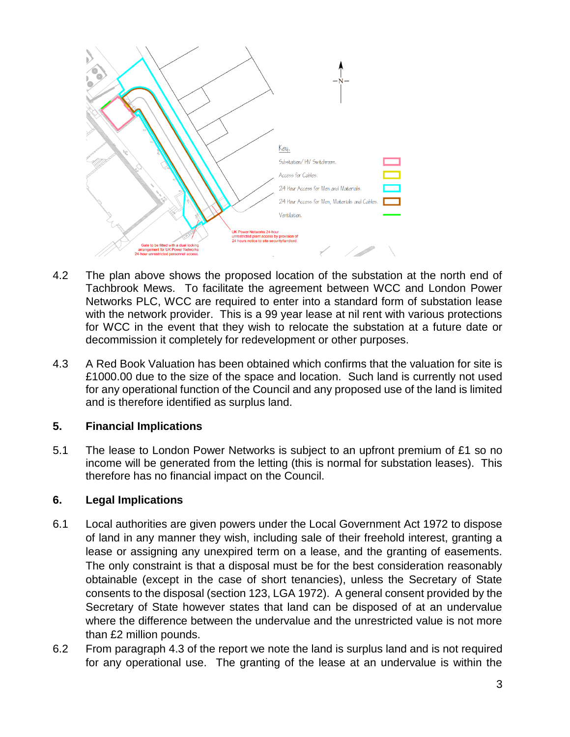4.2 The plan above shows the proposed location of the substation at the north end of Tachbrook Mews. To facilitate the agreement between WCC and London Power Networks PLC, WCC are required to enter into a standard form of substation lease with the network provider. This is a 99 year lease at nil rent with various protections for WCC in the event that they wish to relocate the substation at a future date or decommission it completely for redevelopment or other purposes.

4.3 A Red Book Valuation has been obtained which confirms that the valuation for site is £1000.00 due to the size of the space and location. Such land is currently not used for any operational function of the Council and any proposed use of the land is limited and is therefore identified as surplus land.

## 5. Financial Implications

5.1 The lease to London Power Networks is subject to an upfront premium of £1 so no income will be generated from the letting (this is normal for substation leases). This therefore has no financial impact on the Council.

## 6. Legal Implications

6.1 Local authorities are given powers under the Local Government Act 1972 to dispose of land in any manner they wish, including sale of their freehold interest, granting a lease or assigning any unexpired term on a lease, and the granting of easements. The only constraint is that a disposal must be for the best consideration reasonably obtainable (except in the case of short tenancies), unless the Secretary of State consents to the disposal (section 123, LGA 1972). A general consent provided by the Secretary of State however states that land can be disposed of at an undervalue where the difference between the undervalue and the unrestricted value is not more than £2 million pounds.

6.2 From paragraph 4.3 of the report we note the land is surplus land and is not required for any operational use. The granting of the lease at an undervalue is within the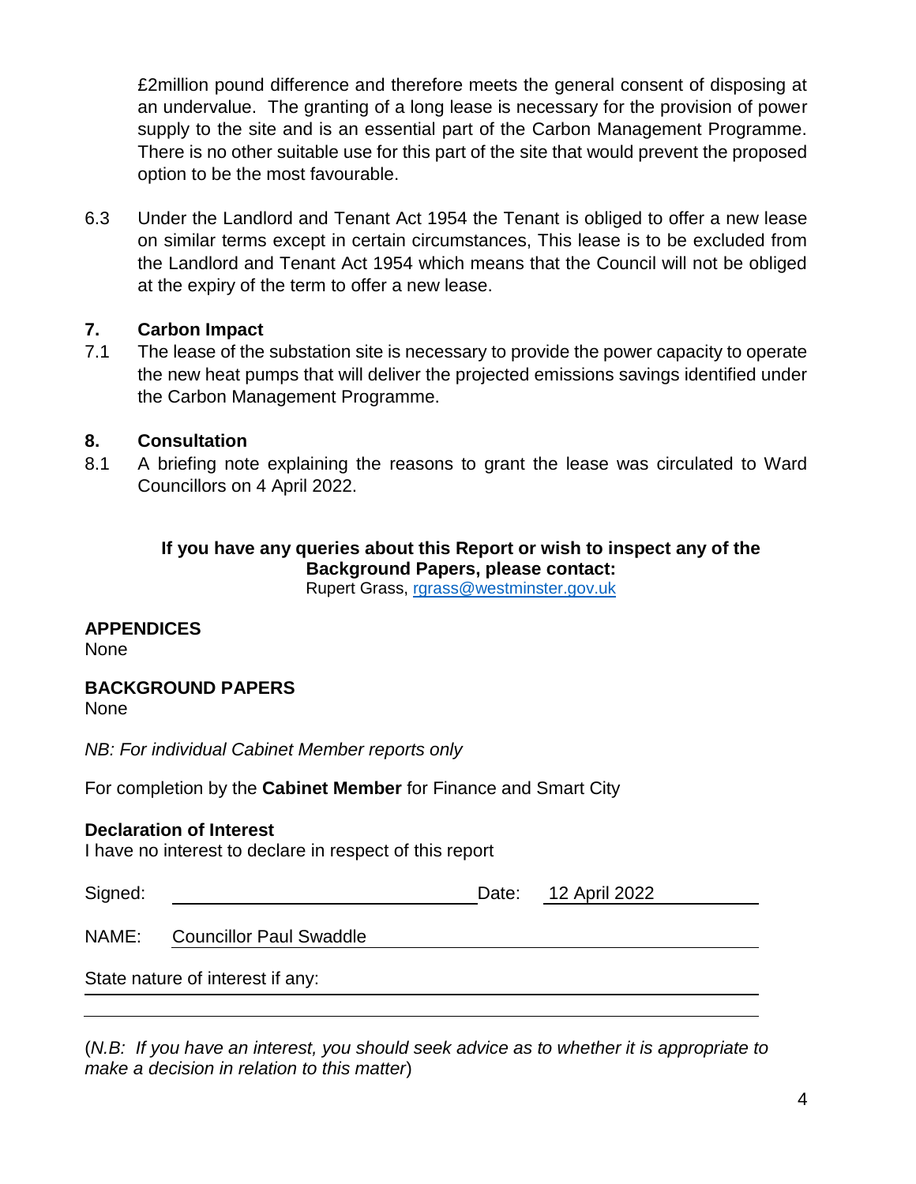£2million pound difference and therefore meets the general consent of disposing at an undervalue. The granting of a long lease is necessary for the provision of power supply to the site and is an essential part of the Carbon Management Programme. There is no other suitable use for this part of the site that would prevent the proposed option to be the most favourable.

6.3 Under the Landlord and Tenant Act 1954 the Tenant is obliged to offer a new lease on similar terms except in certain circumstances, This lease is to be excluded from the Landlord and Tenant Act 1954 which means that the Council will not be obliged at the expiry of the term to offer a new lease.

## 7. Carbon Impact

7.1 The lease of the substation site is necessary to provide the power capacity to operate the new heat pumps that will deliver the projected emissions savings identified under the Carbon Management Programme.

## 8. Consultation

8.1 A briefing note explaining the reasons to grant the lease was circulated to Ward Councillors on 4 April 2022.

**If you have any queries about this Report or wish to inspect any of the Background Papers, please contact:**
Rupert Grass, rgrass@westminster.gov.uk

**APPENDICES**
None

**BACKGROUND PAPERS**
None

*NB: For individual Cabinet Member reports only*

For completion by the **Cabinet Member** for Finance and Smart City

**Declaration of Interest**
I have no interest to declare in respect of this report

Signed: ______________________ Date: 12 April 2022

NAME: Councillor Paul Swaddle

State nature of interest if any: ______________________

(*N.B: If you have an interest, you should seek advice as to whether it is appropriate to make a decision in relation to this matter*)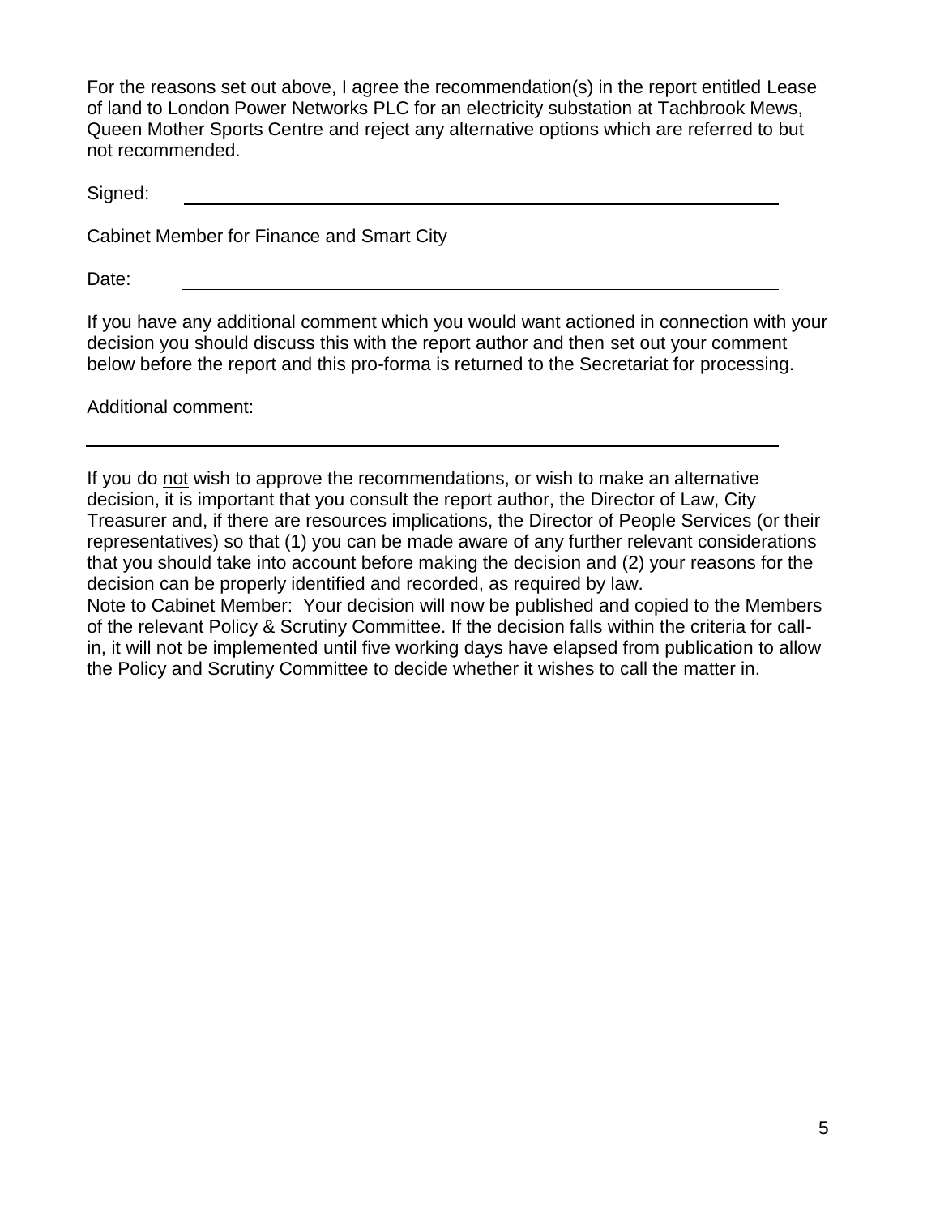For the reasons set out above, I agree the recommendation(s) in the report entitled Lease of land to London Power Networks PLC for an electricity substation at Tachbrook Mews, Queen Mother Sports Centre and reject any alternative options which are referred to but not recommended.

Signed: ____________________________________________

Cabinet Member for Finance and Smart City

Date: ____________________________________________

If you have any additional comment which you would want actioned in connection with your decision you should discuss this with the report author and then set out your comment below before the report and this pro-forma is returned to the Secretariat for processing.

Additional comment: ____________________________________________

____________________________________________

If you do <u>not</u> wish to approve the recommendations, or wish to make an alternative decision, it is important that you consult the report author, the Director of Law, City Treasurer and, if there are resources implications, the Director of People Services (or their representatives) so that (1) you can be made aware of any further relevant considerations that you should take into account before making the decision and (2) your reasons for the decision can be properly identified and recorded, as required by law.

Note to Cabinet Member: Your decision will now be published and copied to the Members of the relevant Policy & Scrutiny Committee. If the decision falls within the criteria for call-in, it will not be implemented until five working days have elapsed from publication to allow the Policy and Scrutiny Committee to decide whether it wishes to call the matter in.